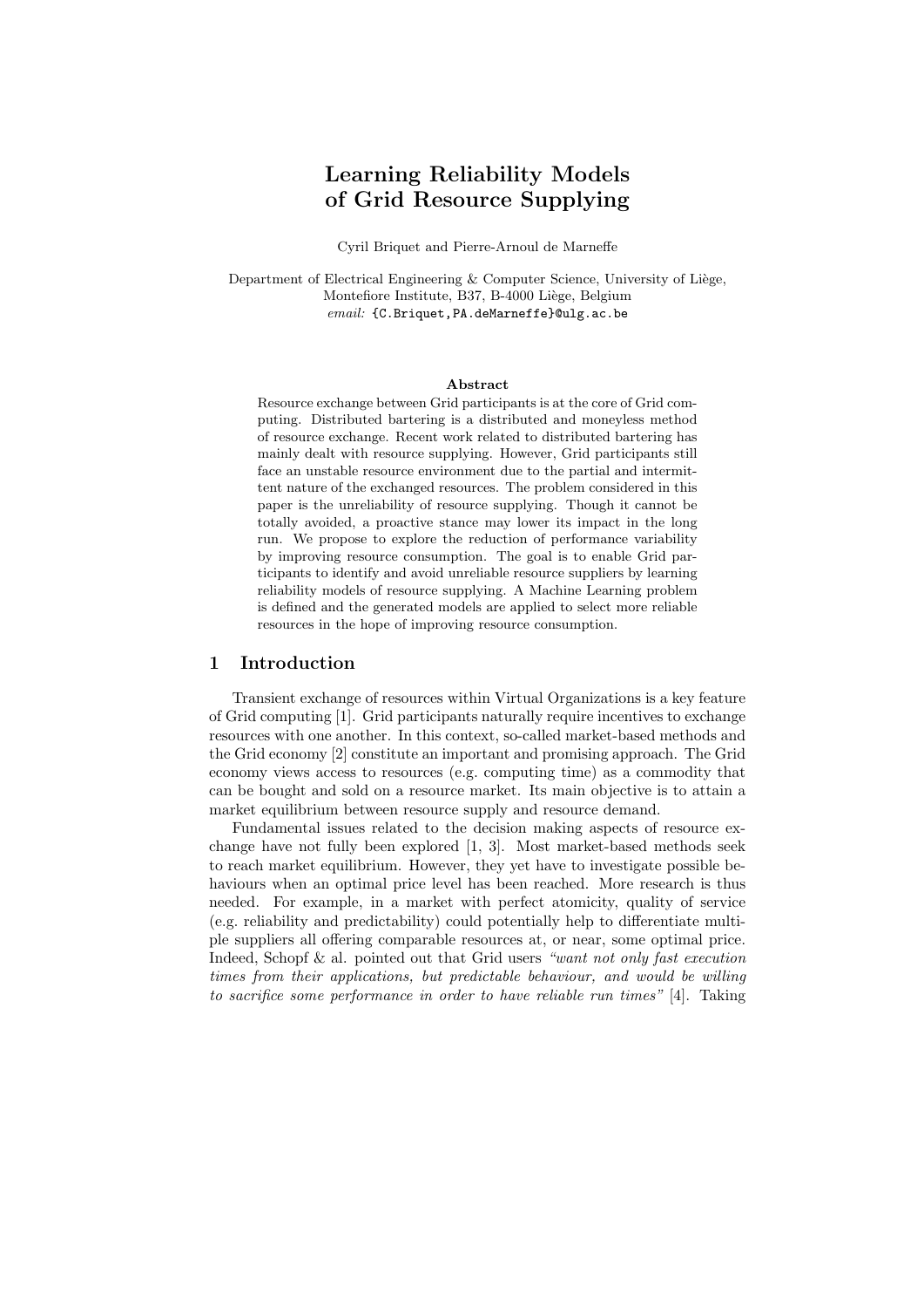# Learning Reliability Models of Grid Resource Supplying

Cyril Briquet and Pierre-Arnoul de Marneffe

Department of Electrical Engineering & Computer Science, University of Liège, Montefiore Institute, B37, B-4000 Liège, Belgium
*email:* {C.Briquet,PA.deMarneffe}@ulg.ac.be

### Abstract

Resource exchange between Grid participants is at the core of Grid computing. Distributed bartering is a distributed and moneyless method of resource exchange. Recent work related to distributed bartering has mainly dealt with resource supplying. However, Grid participants still face an unstable resource environment due to the partial and intermittent nature of the exchanged resources. The problem considered in this paper is the unreliability of resource supplying. Though it cannot be totally avoided, a proactive stance may lower its impact in the long run. We propose to explore the reduction of performance variability by improving resource consumption. The goal is to enable Grid participants to identify and avoid unreliable resource suppliers by learning reliability models of resource supplying. A Machine Learning problem is defined and the generated models are applied to select more reliable resources in the hope of improving resource consumption.

## 1 Introduction

Transient exchange of resources within Virtual Organizations is a key feature of Grid computing [1]. Grid participants naturally require incentives to exchange resources with one another. In this context, so-called market-based methods and the Grid economy [2] constitute an important and promising approach. The Grid economy views access to resources (e.g. computing time) as a commodity that can be bought and sold on a resource market. Its main objective is to attain a market equilibrium between resource supply and resource demand.

Fundamental issues related to the decision making aspects of resource exchange have not fully been explored [1, 3]. Most market-based methods seek to reach market equilibrium. However, they yet have to investigate possible behaviours when an optimal price level has been reached. More research is thus needed. For example, in a market with perfect atomicity, quality of service (e.g. reliability and predictability) could potentially help to differentiate multiple suppliers all offering comparable resources at, or near, some optimal price. Indeed, Schopf & al. pointed out that Grid users *"want not only fast execution times from their applications, but predictable behaviour, and would be willing to sacrifice some performance in order to have reliable run times"* [4]. Taking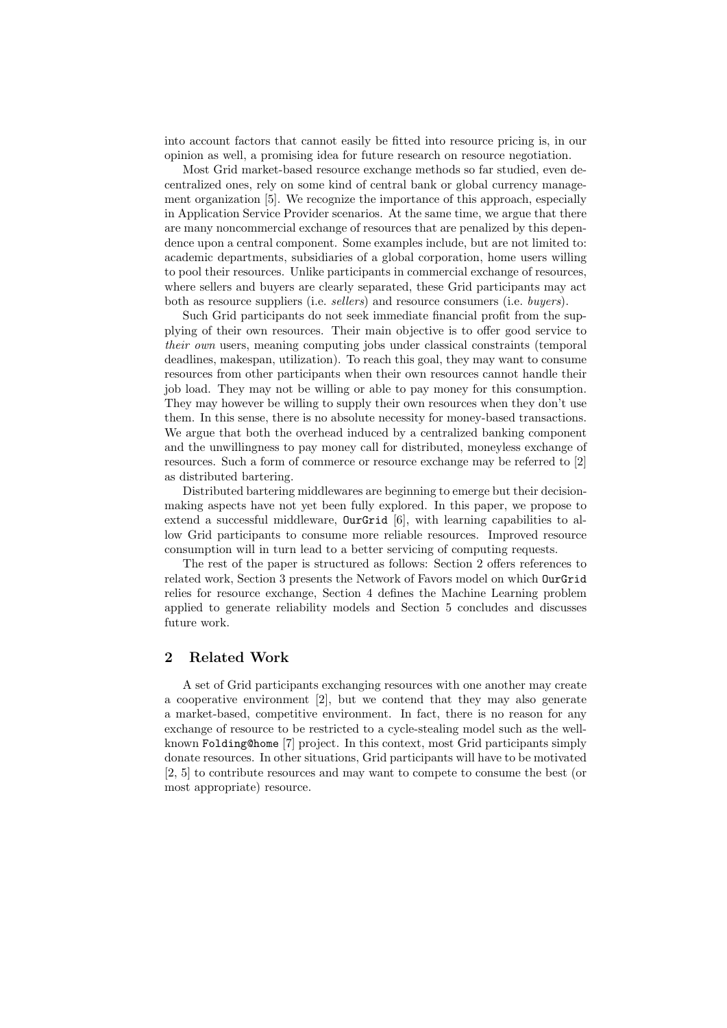into account factors that cannot easily be fitted into resource pricing is, in our opinion as well, a promising idea for future research on resource negotiation.

Most Grid market-based resource exchange methods so far studied, even decentralized ones, rely on some kind of central bank or global currency management organization [5]. We recognize the importance of this approach, especially in Application Service Provider scenarios. At the same time, we argue that there are many noncommercial exchange of resources that are penalized by this dependence upon a central component. Some examples include, but are not limited to: academic departments, subsidiaries of a global corporation, home users willing to pool their resources. Unlike participants in commercial exchange of resources, where sellers and buyers are clearly separated, these Grid participants may act both as resource suppliers (i.e. *sellers*) and resource consumers (i.e. *buyers*).

Such Grid participants do not seek immediate financial profit from the supplying of their own resources. Their main objective is to offer good service to *their own* users, meaning computing jobs under classical constraints (temporal deadlines, makespan, utilization). To reach this goal, they may want to consume resources from other participants when their own resources cannot handle their job load. They may not be willing or able to pay money for this consumption. They may however be willing to supply their own resources when they don't use them. In this sense, there is no absolute necessity for money-based transactions. We argue that both the overhead induced by a centralized banking component and the unwillingness to pay money call for distributed, moneyless exchange of resources. Such a form of commerce or resource exchange may be referred to [2] as distributed bartering.

Distributed bartering middlewares are beginning to emerge but their decision-making aspects have not yet been fully explored. In this paper, we propose to extend a successful middleware, `OurGrid` [6], with learning capabilities to allow Grid participants to consume more reliable resources. Improved resource consumption will in turn lead to a better servicing of computing requests.

The rest of the paper is structured as follows: Section 2 offers references to related work, Section 3 presents the Network of Favors model on which `OurGrid` relies for resource exchange, Section 4 defines the Machine Learning problem applied to generate reliability models and Section 5 concludes and discusses future work.

## 2 Related Work

A set of Grid participants exchanging resources with one another may create a cooperative environment [2], but we contend that they may also generate a market-based, competitive environment. In fact, there is no reason for any exchange of resource to be restricted to a cycle-stealing model such as the well-known `Folding@home` [7] project. In this context, most Grid participants simply donate resources. In other situations, Grid participants will have to be motivated [2, 5] to contribute resources and may want to compete to consume the best (or most appropriate) resource.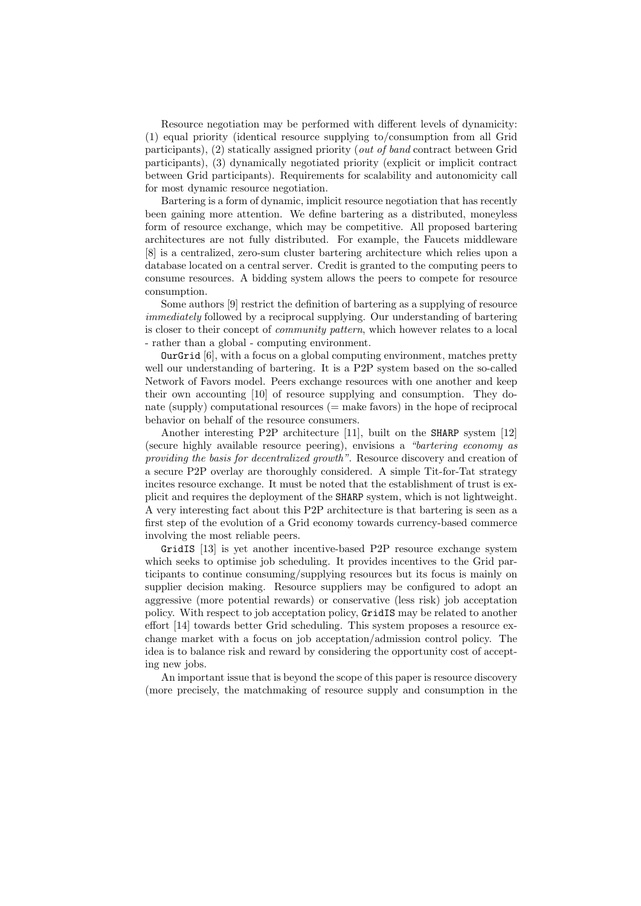Resource negotiation may be performed with different levels of dynamicity: (1) equal priority (identical resource supplying to/consumption from all Grid participants), (2) statically assigned priority (*out of band* contract between Grid participants), (3) dynamically negotiated priority (explicit or implicit contract between Grid participants). Requirements for scalability and autonomicity call for most dynamic resource negotiation.

Bartering is a form of dynamic, implicit resource negotiation that has recently been gaining more attention. We define bartering as a distributed, moneyless form of resource exchange, which may be competitive. All proposed bartering architectures are not fully distributed. For example, the Faucets middleware [8] is a centralized, zero-sum cluster bartering architecture which relies upon a database located on a central server. Credit is granted to the computing peers to consume resources. A bidding system allows the peers to compete for resource consumption.

Some authors [9] restrict the definition of bartering as a supplying of resource *immediately* followed by a reciprocal supplying. Our understanding of bartering is closer to their concept of *community pattern*, which however relates to a local - rather than a global - computing environment.

`OurGrid` [6], with a focus on a global computing environment, matches pretty well our understanding of bartering. It is a P2P system based on the so-called Network of Favors model. Peers exchange resources with one another and keep their own accounting [10] of resource supplying and consumption. They donate (supply) computational resources (= make favors) in the hope of reciprocal behavior on behalf of the resource consumers.

Another interesting P2P architecture [11], built on the `SHARP` system [12] (secure highly available resource peering), envisions a *"bartering economy as providing the basis for decentralized growth"*. Resource discovery and creation of a secure P2P overlay are thoroughly considered. A simple Tit-for-Tat strategy incites resource exchange. It must be noted that the establishment of trust is explicit and requires the deployment of the `SHARP` system, which is not lightweight. A very interesting fact about this P2P architecture is that bartering is seen as a first step of the evolution of a Grid economy towards currency-based commerce involving the most reliable peers.

`GridIS` [13] is yet another incentive-based P2P resource exchange system which seeks to optimise job scheduling. It provides incentives to the Grid participants to continue consuming/supplying resources but its focus is mainly on supplier decision making. Resource suppliers may be configured to adopt an aggressive (more potential rewards) or conservative (less risk) job acceptation policy. With respect to job acceptation policy, `GridIS` may be related to another effort [14] towards better Grid scheduling. This system proposes a resource exchange market with a focus on job acceptation/admission control policy. The idea is to balance risk and reward by considering the opportunity cost of accepting new jobs.

An important issue that is beyond the scope of this paper is resource discovery (more precisely, the matchmaking of resource supply and consumption in the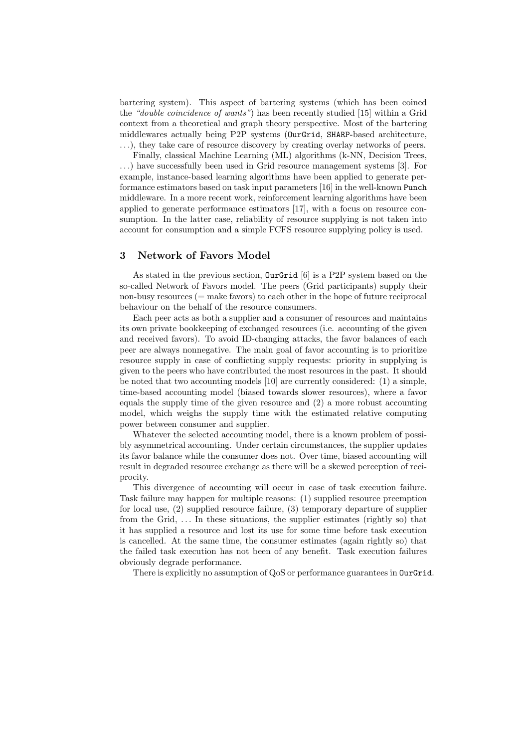bartering system). This aspect of bartering systems (which has been coined the *"double coincidence of wants"*) has been recently studied [15] within a Grid context from a theoretical and graph theory perspective. Most of the bartering middlewares actually being P2P systems (OurGrid, SHARP-based architecture, ...), they take care of resource discovery by creating overlay networks of peers.

Finally, classical Machine Learning (ML) algorithms (k-NN, Decision Trees, ...) have successfully been used in Grid resource management systems [3]. For example, instance-based learning algorithms have been applied to generate performance estimators based on task input parameters [16] in the well-known Punch middleware. In a more recent work, reinforcement learning algorithms have been applied to generate performance estimators [17], with a focus on resource consumption. In the latter case, reliability of resource supplying is not taken into account for consumption and a simple FCFS resource supplying policy is used.

## 3 Network of Favors Model

As stated in the previous section, OurGrid [6] is a P2P system based on the so-called Network of Favors model. The peers (Grid participants) supply their non-busy resources (= make favors) to each other in the hope of future reciprocal behaviour on the behalf of the resource consumers.

Each peer acts as both a supplier and a consumer of resources and maintains its own private bookkeeping of exchanged resources (i.e. accounting of the given and received favors). To avoid ID-changing attacks, the favor balances of each peer are always nonnegative. The main goal of favor accounting is to prioritize resource supply in case of conflicting supply requests: priority in supplying is given to the peers who have contributed the most resources in the past. It should be noted that two accounting models [10] are currently considered: (1) a simple, time-based accounting model (biased towards slower resources), where a favor equals the supply time of the given resource and (2) a more robust accounting model, which weighs the supply time with the estimated relative computing power between consumer and supplier.

Whatever the selected accounting model, there is a known problem of possibly asymmetrical accounting. Under certain circumstances, the supplier updates its favor balance while the consumer does not. Over time, biased accounting will result in degraded resource exchange as there will be a skewed perception of reciprocity.

This divergence of accounting will occur in case of task execution failure. Task failure may happen for multiple reasons: (1) supplied resource preemption for local use, (2) supplied resource failure, (3) temporary departure of supplier from the Grid, ... In these situations, the supplier estimates (rightly so) that it has supplied a resource and lost its use for some time before task execution is cancelled. At the same time, the consumer estimates (again rightly so) that the failed task execution has not been of any benefit. Task execution failures obviously degrade performance.

There is explicitly no assumption of QoS or performance guarantees in OurGrid.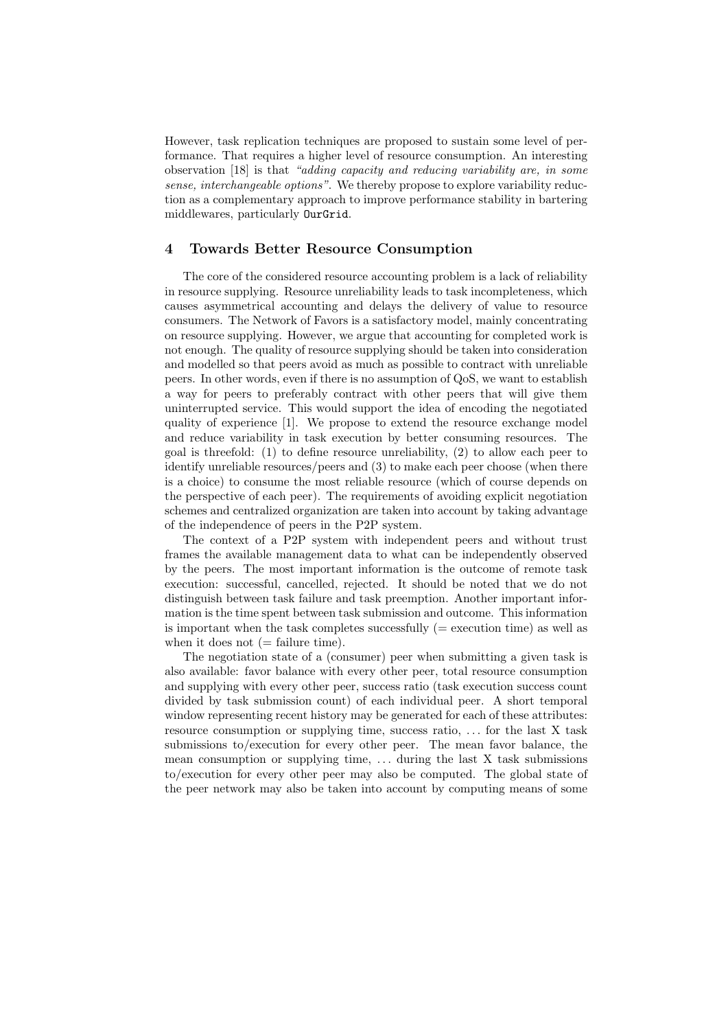However, task replication techniques are proposed to sustain some level of performance. That requires a higher level of resource consumption. An interesting observation [18] is that *"adding capacity and reducing variability are, in some sense, interchangeable options"*. We thereby propose to explore variability reduction as a complementary approach to improve performance stability in bartering middlewares, particularly `OurGrid`.

## 4 Towards Better Resource Consumption

The core of the considered resource accounting problem is a lack of reliability in resource supplying. Resource unreliability leads to task incompleteness, which causes asymmetrical accounting and delays the delivery of value to resource consumers. The Network of Favors is a satisfactory model, mainly concentrating on resource supplying. However, we argue that accounting for completed work is not enough. The quality of resource supplying should be taken into consideration and modelled so that peers avoid as much as possible to contract with unreliable peers. In other words, even if there is no assumption of QoS, we want to establish a way for peers to preferably contract with other peers that will give them uninterrupted service. This would support the idea of encoding the negotiated quality of experience [1]. We propose to extend the resource exchange model and reduce variability in task execution by better consuming resources. The goal is threefold: (1) to define resource unreliability, (2) to allow each peer to identify unreliable resources/peers and (3) to make each peer choose (when there is a choice) to consume the most reliable resource (which of course depends on the perspective of each peer). The requirements of avoiding explicit negotiation schemes and centralized organization are taken into account by taking advantage of the independence of peers in the P2P system.

The context of a P2P system with independent peers and without trust frames the available management data to what can be independently observed by the peers. The most important information is the outcome of remote task execution: successful, cancelled, rejected. It should be noted that we do not distinguish between task failure and task preemption. Another important information is the time spent between task submission and outcome. This information is important when the task completes successfully (= execution time) as well as when it does not (= failure time).

The negotiation state of a (consumer) peer when submitting a given task is also available: favor balance with every other peer, total resource consumption and supplying with every other peer, success ratio (task execution success count divided by task submission count) of each individual peer. A short temporal window representing recent history may be generated for each of these attributes: resource consumption or supplying time, success ratio, ... for the last X task submissions to/execution for every other peer. The mean favor balance, the mean consumption or supplying time, ... during the last X task submissions to/execution for every other peer may also be computed. The global state of the peer network may also be taken into account by computing means of some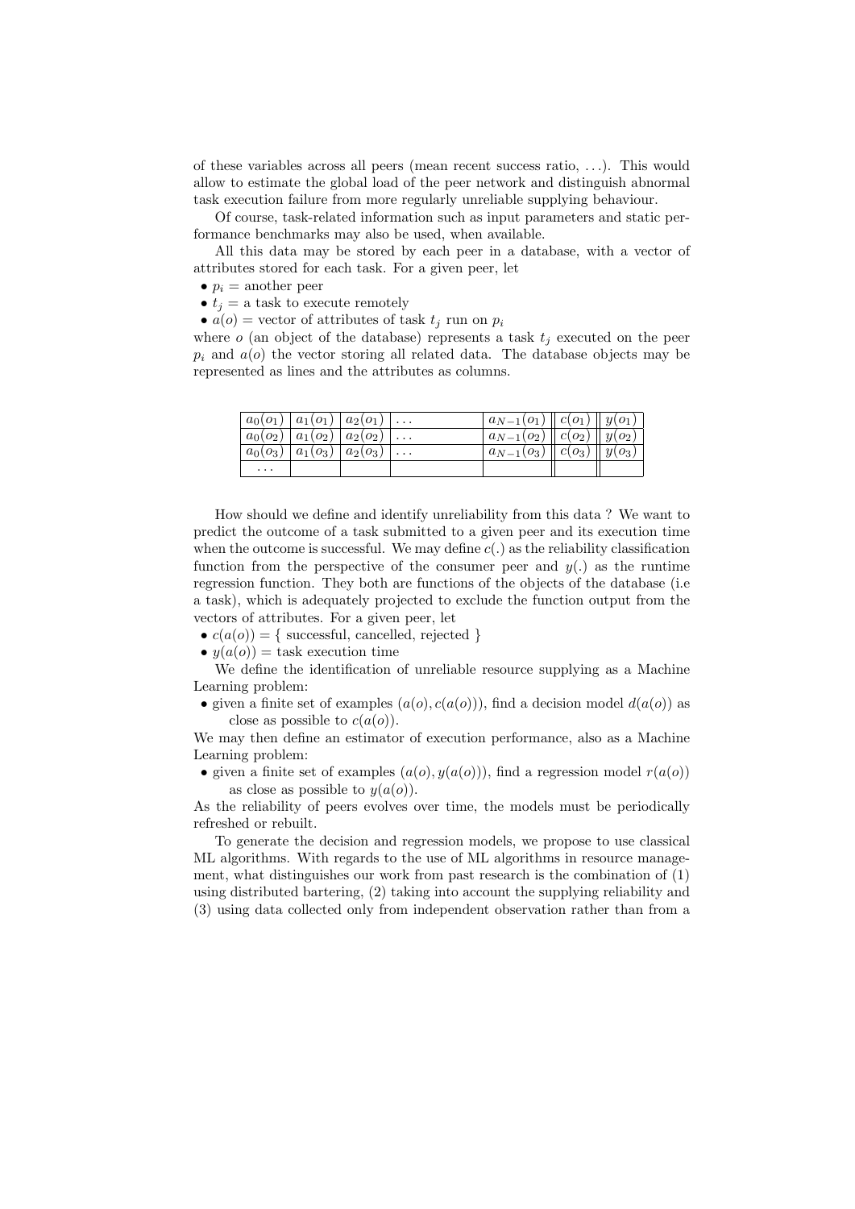of these variables across all peers (mean recent success ratio, ...). This would allow to estimate the global load of the peer network and distinguish abnormal task execution failure from more regularly unreliable supplying behaviour.

Of course, task-related information such as input parameters and static performance benchmarks may also be used, when available.

All this data may be stored by each peer in a database, with a vector of attributes stored for each task. For a given peer, let

- $p_i$ = another peer
- $t_j$ = a task to execute remotely
- $a(o)$ = vector of attributes of task $t_j$ run on $p_i$

where $o$ (an object of the database) represents a task $t_j$ executed on the peer $p_i$ and $a(o)$ the vector storing all related data. The database objects may be represented as lines and the attributes as columns.

| | | | | | | |
|---|---|---|---|---|---|---|
| $a_0(o_1)$ | $a_1(o_1)$ | $a_2(o_1)$ | ... | $a_{N-1}(o_1)$ | $c(o_1)$ | $y(o_1)$ |
| $a_0(o_2)$ | $a_1(o_2)$ | $a_2(o_2)$ | ... | $a_{N-1}(o_2)$ | $c(o_2)$ | $y(o_2)$ |
| $a_0(o_3)$ | $a_1(o_3)$ | $a_2(o_3)$ | ... | $a_{N-1}(o_3)$ | $c(o_3)$ | $y(o_3)$ |
| ... | | | | | | |

How should we define and identify unreliability from this data ? We want to predict the outcome of a task submitted to a given peer and its execution time when the outcome is successful. We may define $c(.)$ as the reliability classification function from the perspective of the consumer peer and $y(.)$ as the runtime regression function. They both are functions of the objects of the database (i.e a task), which is adequately projected to exclude the function output from the vectors of attributes. For a given peer, let

- $c(a(o)) = \{$ successful, cancelled, rejected $\}$
- $y(a(o))$ = task execution time

We define the identification of unreliable resource supplying as a Machine Learning problem:

- given a finite set of examples $(a(o), c(a(o)))$, find a decision model $d(a(o))$ as close as possible to $c(a(o))$.

We may then define an estimator of execution performance, also as a Machine Learning problem:

- given a finite set of examples $(a(o), y(a(o)))$, find a regression model $r(a(o))$ as close as possible to $y(a(o))$.

As the reliability of peers evolves over time, the models must be periodically refreshed or rebuilt.

To generate the decision and regression models, we propose to use classical ML algorithms. With regards to the use of ML algorithms in resource management, what distinguishes our work from past research is the combination of (1) using distributed bartering, (2) taking into account the supplying reliability and (3) using data collected only from independent observation rather than from a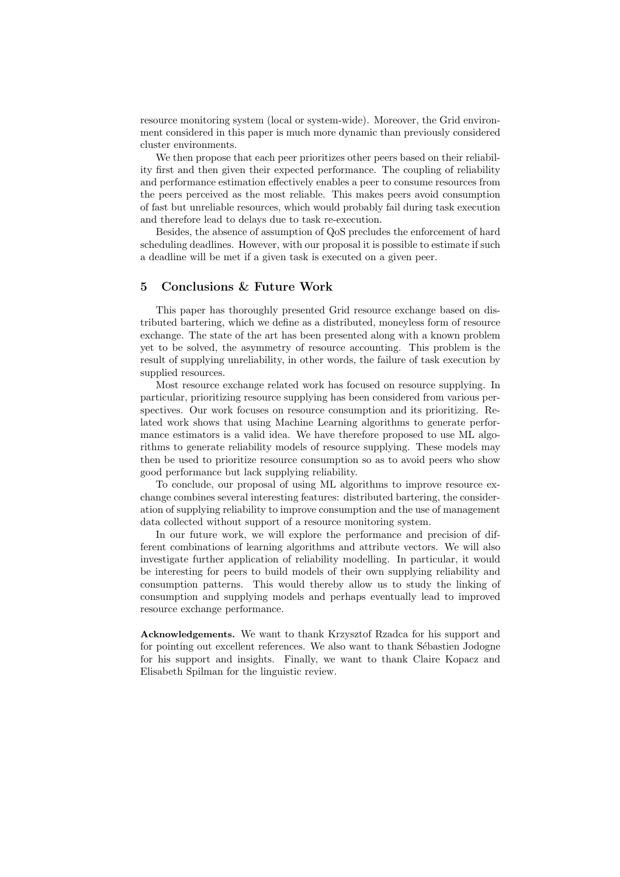resource monitoring system (local or system-wide). Moreover, the Grid environment considered in this paper is much more dynamic than previously considered cluster environments.

We then propose that each peer prioritizes other peers based on their reliability first and then given their expected performance. The coupling of reliability and performance estimation effectively enables a peer to consume resources from the peers perceived as the most reliable. This makes peers avoid consumption of fast but unreliable resources, which would probably fail during task execution and therefore lead to delays due to task re-execution.

Besides, the absence of assumption of QoS precludes the enforcement of hard scheduling deadlines. However, with our proposal it is possible to estimate if such a deadline will be met if a given task is executed on a given peer.

## 5 Conclusions & Future Work

This paper has thoroughly presented Grid resource exchange based on distributed bartering, which we define as a distributed, moneyless form of resource exchange. The state of the art has been presented along with a known problem yet to be solved, the asymmetry of resource accounting. This problem is the result of supplying unreliability, in other words, the failure of task execution by supplied resources.

Most resource exchange related work has focused on resource supplying. In particular, prioritizing resource supplying has been considered from various perspectives. Our work focuses on resource consumption and its prioritizing. Related work shows that using Machine Learning algorithms to generate performance estimators is a valid idea. We have therefore proposed to use ML algorithms to generate reliability models of resource supplying. These models may then be used to prioritize resource consumption so as to avoid peers who show good performance but lack supplying reliability.

To conclude, our proposal of using ML algorithms to improve resource exchange combines several interesting features: distributed bartering, the consideration of supplying reliability to improve consumption and the use of management data collected without support of a resource monitoring system.

In our future work, we will explore the performance and precision of different combinations of learning algorithms and attribute vectors. We will also investigate further application of reliability modelling. In particular, it would be interesting for peers to build models of their own supplying reliability and consumption patterns. This would thereby allow us to study the linking of consumption and supplying models and perhaps eventually lead to improved resource exchange performance.

**Acknowledgements.** We want to thank Krzysztof Rzadca for his support and for pointing out excellent references. We also want to thank Sébastien Jodogne for his support and insights. Finally, we want to thank Claire Kopacz and Elisabeth Spilman for the linguistic review.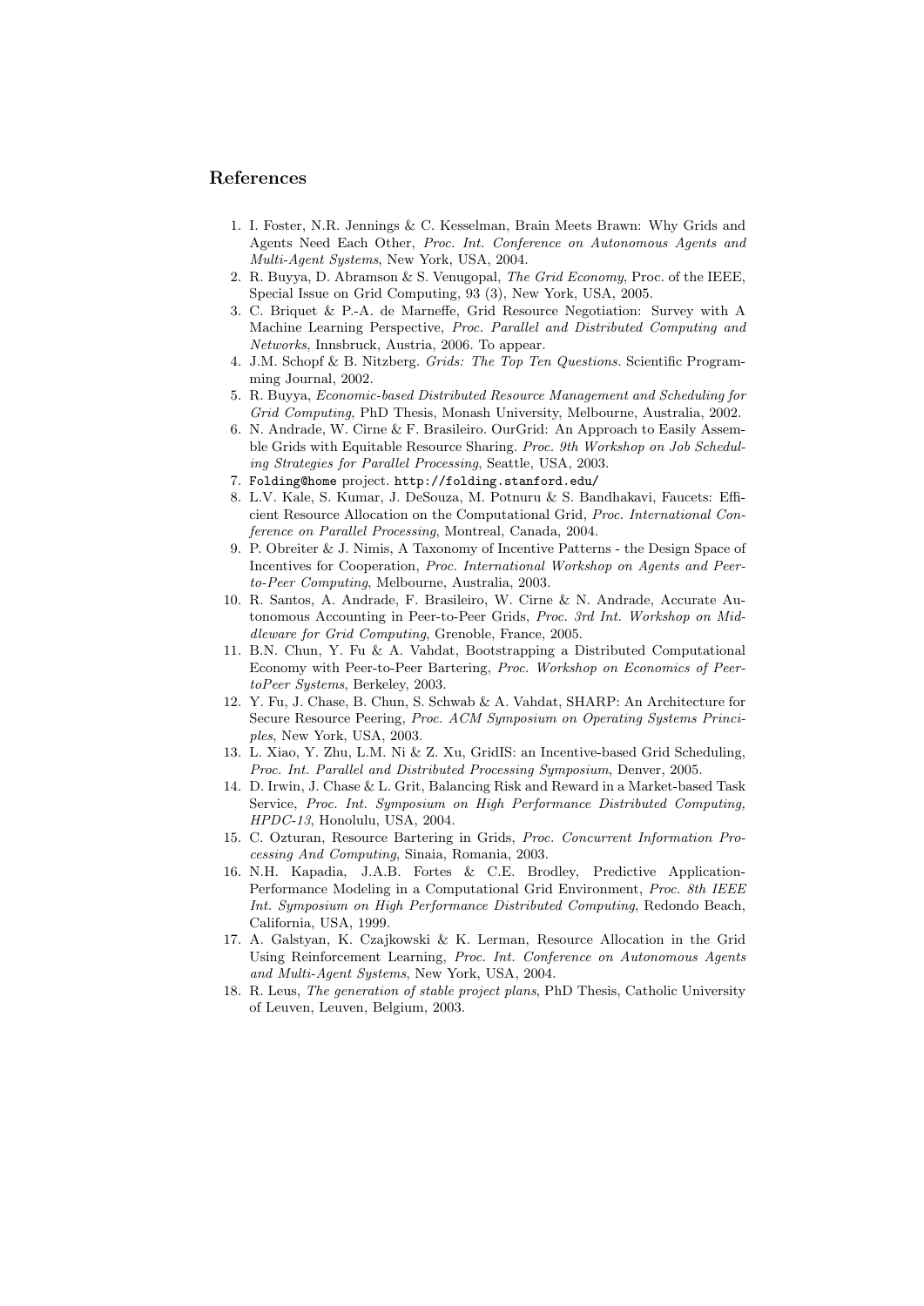## References

1. I. Foster, N.R. Jennings & C. Kesselman, Brain Meets Brawn: Why Grids and Agents Need Each Other, *Proc. Int. Conference on Autonomous Agents and Multi-Agent Systems*, New York, USA, 2004.
2. R. Buyya, D. Abramson & S. Venugopal, *The Grid Economy*, Proc. of the IEEE, Special Issue on Grid Computing, 93 (3), New York, USA, 2005.
3. C. Briquet & P.-A. de Marneffe, Grid Resource Negotiation: Survey with A Machine Learning Perspective, *Proc. Parallel and Distributed Computing and Networks*, Innsbruck, Austria, 2006. To appear.
4. J.M. Schopf & B. Nitzberg. *Grids: The Top Ten Questions*. Scientific Programming Journal, 2002.
5. R. Buyya, *Economic-based Distributed Resource Management and Scheduling for Grid Computing*, PhD Thesis, Monash University, Melbourne, Australia, 2002.
6. N. Andrade, W. Cirne & F. Brasileiro. OurGrid: An Approach to Easily Assemble Grids with Equitable Resource Sharing. *Proc. 9th Workshop on Job Scheduling Strategies for Parallel Processing*, Seattle, USA, 2003.
7. `Folding@home` project. `http://folding.stanford.edu/`
8. L.V. Kale, S. Kumar, J. DeSouza, M. Potnuru & S. Bandhakavi, Faucets: Efficient Resource Allocation on the Computational Grid, *Proc. International Conference on Parallel Processing*, Montreal, Canada, 2004.
9. P. Obreiter & J. Nimis, A Taxonomy of Incentive Patterns - the Design Space of Incentives for Cooperation, *Proc. International Workshop on Agents and Peer-to-Peer Computing*, Melbourne, Australia, 2003.
10. R. Santos, A. Andrade, F. Brasileiro, W. Cirne & N. Andrade, Accurate Autonomous Accounting in Peer-to-Peer Grids, *Proc. 3rd Int. Workshop on Middleware for Grid Computing*, Grenoble, France, 2005.
11. B.N. Chun, Y. Fu & A. Vahdat, Bootstrapping a Distributed Computational Economy with Peer-to-Peer Bartering, *Proc. Workshop on Economics of PeertoPeer Systems*, Berkeley, 2003.
12. Y. Fu, J. Chase, B. Chun, S. Schwab & A. Vahdat, SHARP: An Architecture for Secure Resource Peering, *Proc. ACM Symposium on Operating Systems Principles*, New York, USA, 2003.
13. L. Xiao, Y. Zhu, L.M. Ni & Z. Xu, GridIS: an Incentive-based Grid Scheduling, *Proc. Int. Parallel and Distributed Processing Symposium*, Denver, 2005.
14. D. Irwin, J. Chase & L. Grit, Balancing Risk and Reward in a Market-based Task Service, *Proc. Int. Symposium on High Performance Distributed Computing, HPDC-13*, Honolulu, USA, 2004.
15. C. Ozturan, Resource Bartering in Grids, *Proc. Concurrent Information Processing And Computing*, Sinaia, Romania, 2003.
16. N.H. Kapadia, J.A.B. Fortes & C.E. Brodley, Predictive Application-Performance Modeling in a Computational Grid Environment, *Proc. 8th IEEE Int. Symposium on High Performance Distributed Computing*, Redondo Beach, California, USA, 1999.
17. A. Galstyan, K. Czajkowski & K. Lerman, Resource Allocation in the Grid Using Reinforcement Learning, *Proc. Int. Conference on Autonomous Agents and Multi-Agent Systems*, New York, USA, 2004.
18. R. Leus, *The generation of stable project plans*, PhD Thesis, Catholic University of Leuven, Leuven, Belgium, 2003.